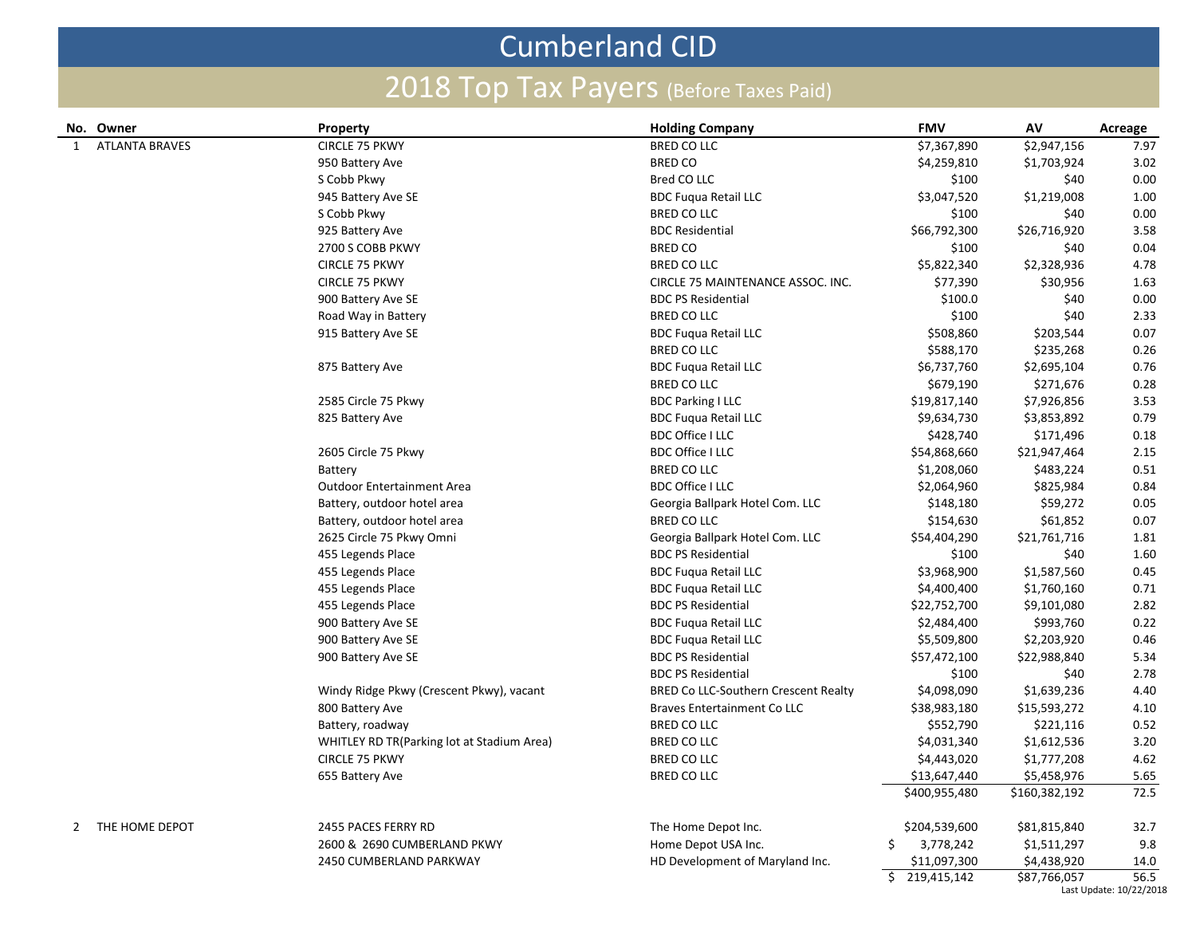# Cumberland CID

## 2018 Top Tax Payers (Before Taxes Paid)

| No. | Owner | Property | Holding Company | FMV | AV | Acreage |
|---|---|---|---|---|---|---|
| 1 | ATLANTA BRAVES | CIRCLE 75 PKWY | BRED CO LLC | $7,367,890 | $2,947,156 | 7.97 |
| | | 950 Battery Ave | BRED CO | $4,259,810 | $1,703,924 | 3.02 |
| | | S Cobb Pkwy | Bred CO LLC | $100 | $40 | 0.00 |
| | | 945 Battery Ave SE | BDC Fuqua Retail LLC | $3,047,520 | $1,219,008 | 1.00 |
| | | S Cobb Pkwy | BRED CO LLC | $100 | $40 | 0.00 |
| | | 925 Battery Ave | BDC Residential | $66,792,300 | $26,716,920 | 3.58 |
| | | 2700 S COBB PKWY | BRED CO | $100 | $40 | 0.04 |
| | | CIRCLE 75 PKWY | BRED CO LLC | $5,822,340 | $2,328,936 | 4.78 |
| | | CIRCLE 75 PKWY | CIRCLE 75 MAINTENANCE ASSOC. INC. | $77,390 | $30,956 | 1.63 |
| | | 900 Battery Ave SE | BDC PS Residential | $100.0 | $40 | 0.00 |
| | | Road Way in Battery | BRED CO LLC | $100 | $40 | 2.33 |
| | | 915 Battery Ave SE | BDC Fuqua Retail LLC | $508,860 | $203,544 | 0.07 |
| | | | BRED CO LLC | $588,170 | $235,268 | 0.26 |
| | | 875 Battery Ave | BDC Fuqua Retail LLC | $6,737,760 | $2,695,104 | 0.76 |
| | | | BRED CO LLC | $679,190 | $271,676 | 0.28 |
| | | 2585 Circle 75 Pkwy | BDC Parking I LLC | $19,817,140 | $7,926,856 | 3.53 |
| | | 825 Battery Ave | BDC Fuqua Retail LLC | $9,634,730 | $3,853,892 | 0.79 |
| | | | BDC Office I LLC | $428,740 | $171,496 | 0.18 |
| | | 2605 Circle 75 Pkwy | BDC Office I LLC | $54,868,660 | $21,947,464 | 2.15 |
| | | Battery | BRED CO LLC | $1,208,060 | $483,224 | 0.51 |
| | | Outdoor Entertainment Area | BDC Office I LLC | $2,064,960 | $825,984 | 0.84 |
| | | Battery, outdoor hotel area | Georgia Ballpark Hotel Com. LLC | $148,180 | $59,272 | 0.05 |
| | | Battery, outdoor hotel area | BRED CO LLC | $154,630 | $61,852 | 0.07 |
| | | 2625 Circle 75 Pkwy Omni | Georgia Ballpark Hotel Com. LLC | $54,404,290 | $21,761,716 | 1.81 |
| | | 455 Legends Place | BDC PS Residential | $100 | $40 | 1.60 |
| | | 455 Legends Place | BDC Fuqua Retail LLC | $3,968,900 | $1,587,560 | 0.45 |
| | | 455 Legends Place | BDC Fuqua Retail LLC | $4,400,400 | $1,760,160 | 0.71 |
| | | 455 Legends Place | BDC PS Residential | $22,752,700 | $9,101,080 | 2.82 |
| | | 900 Battery Ave SE | BDC Fuqua Retail LLC | $2,484,400 | $993,760 | 0.22 |
| | | 900 Battery Ave SE | BDC Fuqua Retail LLC | $5,509,800 | $2,203,920 | 0.46 |
| | | 900 Battery Ave SE | BDC PS Residential | $57,472,100 | $22,988,840 | 5.34 |
| | | | BDC PS Residential | $100 | $40 | 2.78 |
| | | Windy Ridge Pkwy (Crescent Pkwy), vacant | BRED Co LLC-Southern Crescent Realty | $4,098,090 | $1,639,236 | 4.40 |
| | | 800 Battery Ave | Braves Entertainment Co LLC | $38,983,180 | $15,593,272 | 4.10 |
| | | Battery, roadway | BRED CO LLC | $552,790 | $221,116 | 0.52 |
| | | WHITLEY RD TR(Parking lot at Stadium Area) | BRED CO LLC | $4,031,340 | $1,612,536 | 3.20 |
| | | CIRCLE 75 PKWY | BRED CO LLC | $4,443,020 | $1,777,208 | 4.62 |
| | | 655 Battery Ave | BRED CO LLC | $13,647,440 | $5,458,976 | 5.65 |
| | | | | $400,955,480 | $160,382,192 | 72.5 |
| 2 | THE HOME DEPOT | 2455 PACES FERRY RD | The Home Depot Inc. | $204,539,600 | $81,815,840 | 32.7 |
| | | 2600 & 2690 CUMBERLAND PKWY | Home Depot USA Inc. | $ 3,778,242 | $1,511,297 | 9.8 |
| | | 2450 CUMBERLAND PARKWAY | HD Development of Maryland Inc. | $11,097,300 | $4,438,920 | 14.0 |
| | | | | $ 219,415,142 | $87,766,057 | 56.5 |

Last Update: 10/22/2018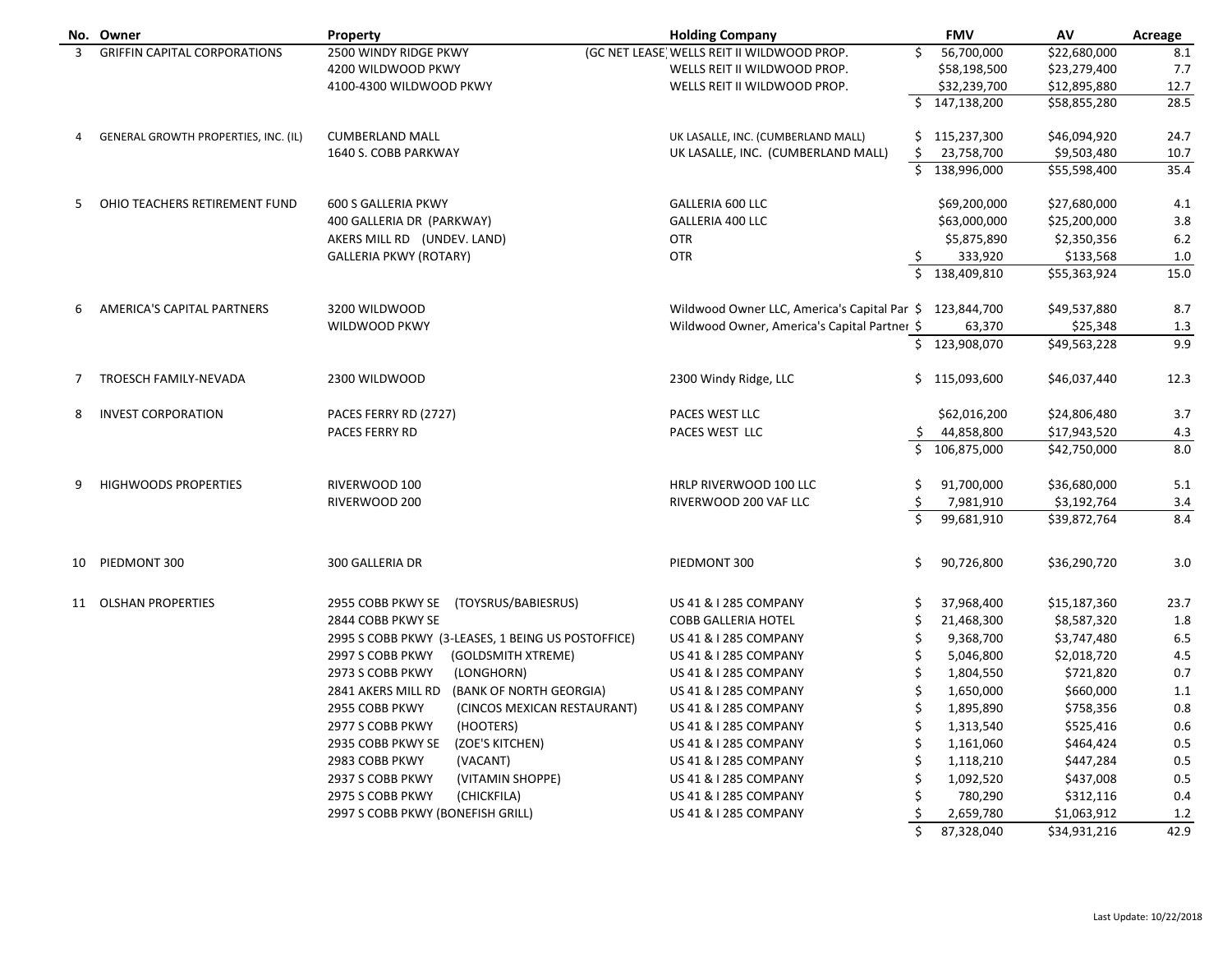| No. | Owner | Property | Holding Company | FMV | AV | Acreage |
|---|---|---|---|---|---|---|
| 3 | GRIFFIN CAPITAL CORPORATIONS | 2500 WINDY RIDGE PKWY (GC NET LEASE) | WELLS REIT II WILDWOOD PROP. | $ 56,700,000 | $22,680,000 | 8.1 |
| | | 4200 WILDWOOD PKWY | WELLS REIT II WILDWOOD PROP. | $58,198,500 | $23,279,400 | 7.7 |
| | | 4100-4300 WILDWOOD PKWY | WELLS REIT II WILDWOOD PROP. | $32,239,700 | $12,895,880 | 12.7 |
| | | | | $ 147,138,200 | $58,855,280 | 28.5 |
| 4 | GENERAL GROWTH PROPERTIES, INC. (IL) | CUMBERLAND MALL | UK LASALLE, INC. (CUMBERLAND MALL) | $ 115,237,300 | $46,094,920 | 24.7 |
| | | 1640 S. COBB PARKWAY | UK LASALLE, INC. (CUMBERLAND MALL) | $ 23,758,700 | $9,503,480 | 10.7 |
| | | | | $ 138,996,000 | $55,598,400 | 35.4 |
| 5 | OHIO TEACHERS RETIREMENT FUND | 600 S GALLERIA PKWY | GALLERIA 600 LLC | $69,200,000 | $27,680,000 | 4.1 |
| | | 400 GALLERIA DR (PARKWAY) | GALLERIA 400 LLC | $63,000,000 | $25,200,000 | 3.8 |
| | | AKERS MILL RD (UNDEV. LAND) | OTR | $5,875,890 | $2,350,356 | 6.2 |
| | | GALLERIA PKWY (ROTARY) | OTR | $ 333,920 | $133,568 | 1.0 |
| | | | | $ 138,409,810 | $55,363,924 | 15.0 |
| 6 | AMERICA'S CAPITAL PARTNERS | 3200 WILDWOOD | Wildwood Owner LLC, America's Capital Par | $ 123,844,700 | $49,537,880 | 8.7 |
| | | WILDWOOD PKWY | Wildwood Owner, America's Capital Partner | $ 63,370 | $25,348 | 1.3 |
| | | | | $ 123,908,070 | $49,563,228 | 9.9 |
| 7 | TROESCH FAMILY-NEVADA | 2300 WILDWOOD | 2300 Windy Ridge, LLC | $ 115,093,600 | $46,037,440 | 12.3 |
| 8 | INVEST CORPORATION | PACES FERRY RD (2727) | PACES WEST LLC | $62,016,200 | $24,806,480 | 3.7 |
| | | PACES FERRY RD | PACES WEST LLC | $ 44,858,800 | $17,943,520 | 4.3 |
| | | | | $ 106,875,000 | $42,750,000 | 8.0 |
| 9 | HIGHWOODS PROPERTIES | RIVERWOOD 100 | HRLP RIVERWOOD 100 LLC | $ 91,700,000 | $36,680,000 | 5.1 |
| | | RIVERWOOD 200 | RIVERWOOD 200 VAF LLC | $ 7,981,910 | $3,192,764 | 3.4 |
| | | | | $ 99,681,910 | $39,872,764 | 8.4 |
| 10 | PIEDMONT 300 | 300 GALLERIA DR | PIEDMONT 300 | $ 90,726,800 | $36,290,720 | 3.0 |
| 11 | OLSHAN PROPERTIES | 2955 COBB PKWY SE (TOYSRUS/BABIESRUS) | US 41 & I 285 COMPANY | $ 37,968,400 | $15,187,360 | 23.7 |
| | | 2844 COBB PKWY SE | COBB GALLERIA HOTEL | $ 21,468,300 | $8,587,320 | 1.8 |
| | | 2995 S COBB PKWY (3-LEASES, 1 BEING US POSTOFFICE) | US 41 & I 285 COMPANY | $ 9,368,700 | $3,747,480 | 6.5 |
| | | 2997 S COBB PKWY (GOLDSMITH XTREME) | US 41 & I 285 COMPANY | $ 5,046,800 | $2,018,720 | 4.5 |
| | | 2973 S COBB PKWY (LONGHORN) | US 41 & I 285 COMPANY | $ 1,804,550 | $721,820 | 0.7 |
| | | 2841 AKERS MILL RD (BANK OF NORTH GEORGIA) | US 41 & I 285 COMPANY | $ 1,650,000 | $660,000 | 1.1 |
| | | 2955 COBB PKWY (CINCOS MEXICAN RESTAURANT) | US 41 & I 285 COMPANY | $ 1,895,890 | $758,356 | 0.8 |
| | | 2977 S COBB PKWY (HOOTERS) | US 41 & I 285 COMPANY | $ 1,313,540 | $525,416 | 0.6 |
| | | 2935 COBB PKWY SE (ZOE'S KITCHEN) | US 41 & I 285 COMPANY | $ 1,161,060 | $464,424 | 0.5 |
| | | 2983 COBB PKWY (VACANT) | US 41 & I 285 COMPANY | $ 1,118,210 | $447,284 | 0.5 |
| | | 2937 S COBB PKWY (VITAMIN SHOPPE) | US 41 & I 285 COMPANY | $ 1,092,520 | $437,008 | 0.5 |
| | | 2975 S COBB PKWY (CHICKFILA) | US 41 & I 285 COMPANY | $ 780,290 | $312,116 | 0.4 |
| | | 2997 S COBB PKWY (BONEFISH GRILL) | US 41 & I 285 COMPANY | $ 2,659,780 | $1,063,912 | 1.2 |
| | | | | $ 87,328,040 | $34,931,216 | 42.9 |

Last Update: 10/22/2018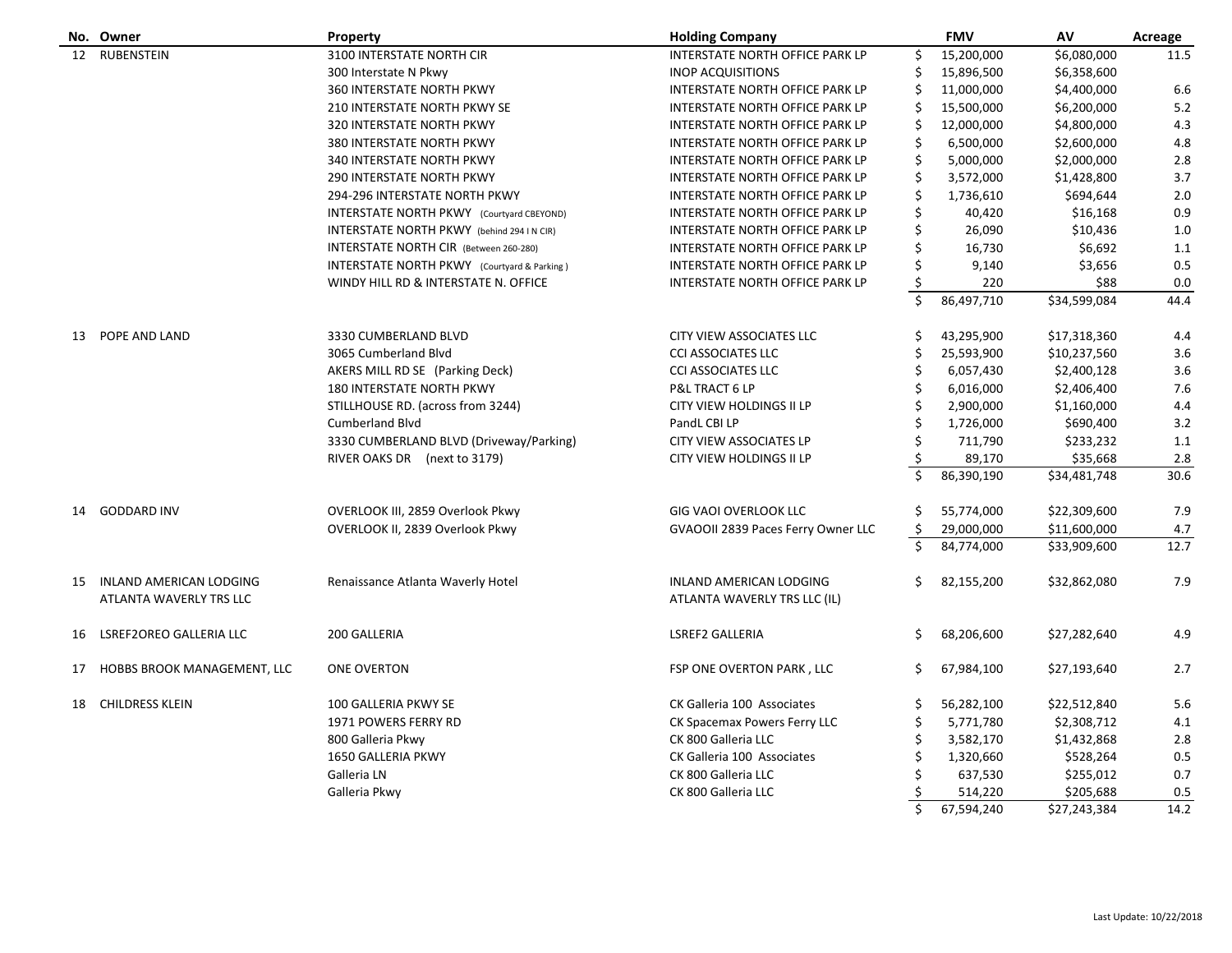| No. | Owner | Property | Holding Company | FMV | AV | Acreage |
|---|---|---|---|---|---|---|
| 12 | RUBENSTEIN | 3100 INTERSTATE NORTH CIR | INTERSTATE NORTH OFFICE PARK LP | $ 15,200,000 | $6,080,000 | 11.5 |
| | | 300 Interstate N Pkwy | INOP ACQUISITIONS | $ 15,896,500 | $6,358,600 | |
| | | 360 INTERSTATE NORTH PKWY | INTERSTATE NORTH OFFICE PARK LP | $ 11,000,000 | $4,400,000 | 6.6 |
| | | 210 INTERSTATE NORTH PKWY SE | INTERSTATE NORTH OFFICE PARK LP | $ 15,500,000 | $6,200,000 | 5.2 |
| | | 320 INTERSTATE NORTH PKWY | INTERSTATE NORTH OFFICE PARK LP | $ 12,000,000 | $4,800,000 | 4.3 |
| | | 380 INTERSTATE NORTH PKWY | INTERSTATE NORTH OFFICE PARK LP | $ 6,500,000 | $2,600,000 | 4.8 |
| | | 340 INTERSTATE NORTH PKWY | INTERSTATE NORTH OFFICE PARK LP | $ 5,000,000 | $2,000,000 | 2.8 |
| | | 290 INTERSTATE NORTH PKWY | INTERSTATE NORTH OFFICE PARK LP | $ 3,572,000 | $1,428,800 | 3.7 |
| | | 294-296 INTERSTATE NORTH PKWY | INTERSTATE NORTH OFFICE PARK LP | $ 1,736,610 | $694,644 | 2.0 |
| | | INTERSTATE NORTH PKWY (Courtyard CBEYOND) | INTERSTATE NORTH OFFICE PARK LP | $ 40,420 | $16,168 | 0.9 |
| | | INTERSTATE NORTH PKWY (behind 294 I N CIR) | INTERSTATE NORTH OFFICE PARK LP | $ 26,090 | $10,436 | 1.0 |
| | | INTERSTATE NORTH CIR (Between 260-280) | INTERSTATE NORTH OFFICE PARK LP | $ 16,730 | $6,692 | 1.1 |
| | | INTERSTATE NORTH PKWY (Courtyard & Parking ) | INTERSTATE NORTH OFFICE PARK LP | $ 9,140 | $3,656 | 0.5 |
| | | WINDY HILL RD & INTERSTATE N. OFFICE | INTERSTATE NORTH OFFICE PARK LP | $ 220 | $88 | 0.0 |
| | | | | $ 86,497,710 | $34,599,084 | 44.4 |
| 13 | POPE AND LAND | 3330 CUMBERLAND BLVD | CITY VIEW ASSOCIATES LLC | $ 43,295,900 | $17,318,360 | 4.4 |
| | | 3065 Cumberland Blvd | CCI ASSOCIATES LLC | $ 25,593,900 | $10,237,560 | 3.6 |
| | | AKERS MILL RD SE (Parking Deck) | CCI ASSOCIATES LLC | $ 6,057,430 | $2,400,128 | 3.6 |
| | | 180 INTERSTATE NORTH PKWY | P&L TRACT 6 LP | $ 6,016,000 | $2,406,400 | 7.6 |
| | | STILLHOUSE RD. (across from 3244) | CITY VIEW HOLDINGS II LP | $ 2,900,000 | $1,160,000 | 4.4 |
| | | Cumberland Blvd | PandL CBI LP | $ 1,726,000 | $690,400 | 3.2 |
| | | 3330 CUMBERLAND BLVD (Driveway/Parking) | CITY VIEW ASSOCIATES LP | $ 711,790 | $233,232 | 1.1 |
| | | RIVER OAKS DR (next to 3179) | CITY VIEW HOLDINGS II LP | $ 89,170 | $35,668 | 2.8 |
| | | | | $ 86,390,190 | $34,481,748 | 30.6 |
| 14 | GODDARD INV | OVERLOOK III, 2859 Overlook Pkwy | GIG VAOI OVERLOOK LLC | $ 55,774,000 | $22,309,600 | 7.9 |
| | | OVERLOOK II, 2839 Overlook Pkwy | GVAOOII 2839 Paces Ferry Owner LLC | $ 29,000,000 | $11,600,000 | 4.7 |
| | | | | $ 84,774,000 | $33,909,600 | 12.7 |
| 15 | INLAND AMERICAN LODGING ATLANTA WAVERLY TRS LLC | Renaissance Atlanta Waverly Hotel | INLAND AMERICAN LODGING ATLANTA WAVERLY TRS LLC (IL) | $ 82,155,200 | $32,862,080 | 7.9 |
| 16 | LSREF2OREO GALLERIA LLC | 200 GALLERIA | LSREF2 GALLERIA | $ 68,206,600 | $27,282,640 | 4.9 |
| 17 | HOBBS BROOK MANAGEMENT, LLC | ONE OVERTON | FSP ONE OVERTON PARK , LLC | $ 67,984,100 | $27,193,640 | 2.7 |
| 18 | CHILDRESS KLEIN | 100 GALLERIA PKWY SE | CK Galleria 100 Associates | $ 56,282,100 | $22,512,840 | 5.6 |
| | | 1971 POWERS FERRY RD | CK Spacemax Powers Ferry LLC | $ 5,771,780 | $2,308,712 | 4.1 |
| | | 800 Galleria Pkwy | CK 800 Galleria LLC | $ 3,582,170 | $1,432,868 | 2.8 |
| | | 1650 GALLERIA PKWY | CK Galleria 100 Associates | $ 1,320,660 | $528,264 | 0.5 |
| | | Galleria LN | CK 800 Galleria LLC | $ 637,530 | $255,012 | 0.7 |
| | | Galleria Pkwy | CK 800 Galleria LLC | $ 514,220 | $205,688 | 0.5 |
| | | | | $ 67,594,240 | $27,243,384 | 14.2 |

Last Update: 10/22/2018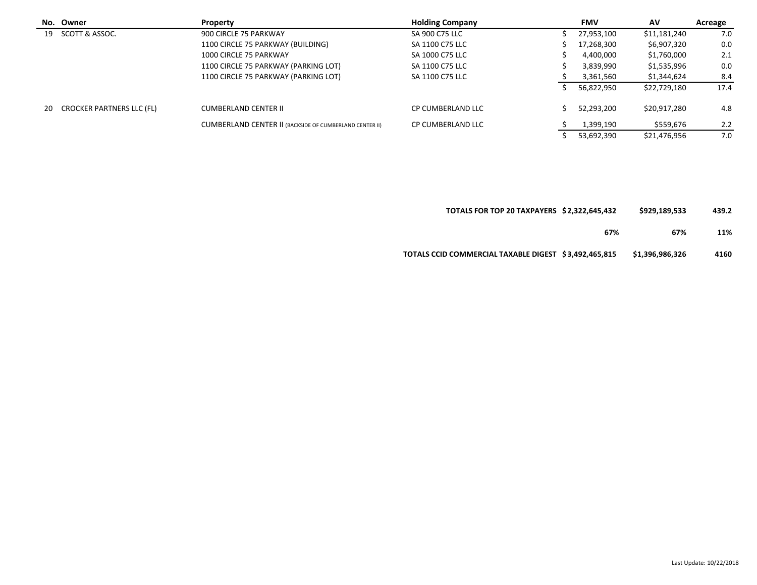| No. | Owner | Property | Holding Company | FMV | AV | Acreage |
|---|---|---|---|---|---|---|
| 19 | SCOTT & ASSOC. | 900 CIRCLE 75 PARKWAY | SA 900 C75 LLC | $ 27,953,100 | $11,181,240 | 7.0 |
| | | 1100 CIRCLE 75 PARKWAY (BUILDING) | SA 1100 C75 LLC | $ 17,268,300 | $6,907,320 | 0.0 |
| | | 1000 CIRCLE 75 PARKWAY | SA 1000 C75 LLC | $ 4,400,000 | $1,760,000 | 2.1 |
| | | 1100 CIRCLE 75 PARKWAY (PARKING LOT) | SA 1100 C75 LLC | $ 3,839,990 | $1,535,996 | 0.0 |
| | | 1100 CIRCLE 75 PARKWAY (PARKING LOT) | SA 1100 C75 LLC | $ 3,361,560 | $1,344,624 | 8.4 |
| | | | | $ 56,822,950 | $22,729,180 | 17.4 |
| 20 | CROCKER PARTNERS LLC (FL) | CUMBERLAND CENTER II | CP CUMBERLAND LLC | $ 52,293,200 | $20,917,280 | 4.8 |
| | | CUMBERLAND CENTER II (BACKSIDE OF CUMBERLAND CENTER II) | CP CUMBERLAND LLC | $ 1,399,190 | $559,676 | 2.2 |
| | | | | $ 53,692,390 | $21,476,956 | 7.0 |
| | | | **TOTALS FOR TOP 20 TAXPAYERS** | **$2,322,645,432** | **$929,189,533** | **439.2** |
| | | | | **67%** | **67%** | **11%** |
| | | | **TOTALS CCID COMMERCIAL TAXABLE DIGEST** | **$3,492,465,815** | **$1,396,986,326** | **4160** |

Last Update: 10/22/2018